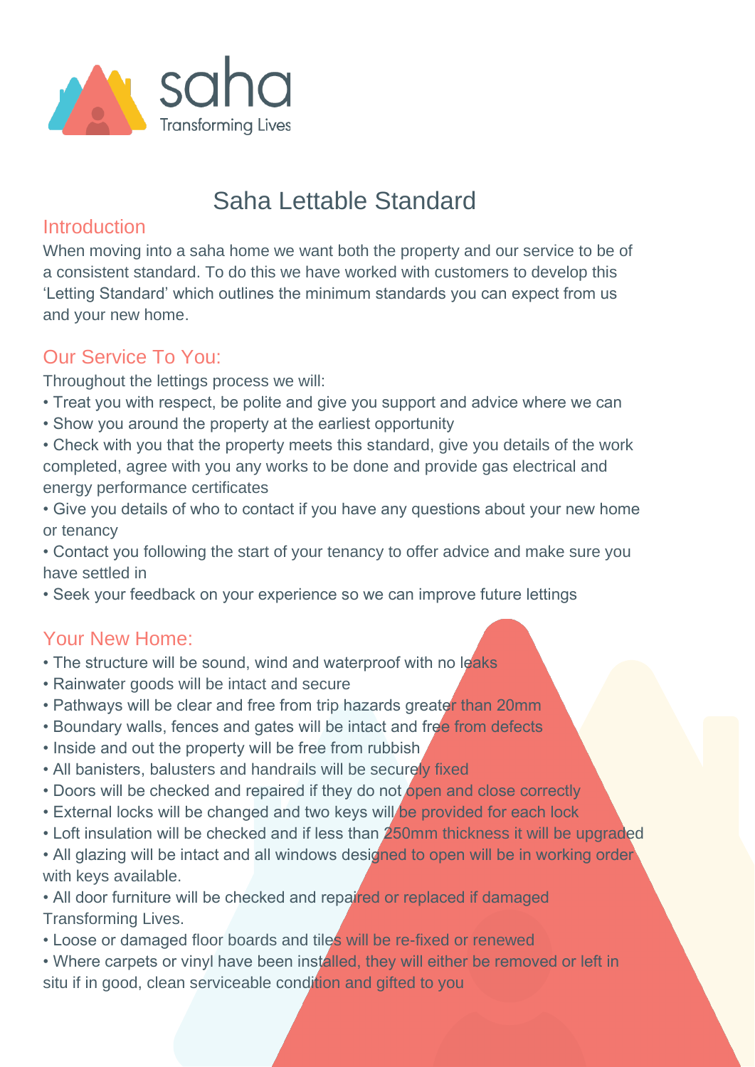saha
Transforming Lives

# Saha Lettable Standard

## Introduction

When moving into a saha home we want both the property and our service to be of a consistent standard. To do this we have worked with customers to develop this 'Letting Standard' which outlines the minimum standards you can expect from us and your new home.

## Our Service To You:

Throughout the lettings process we will:

- Treat you with respect, be polite and give you support and advice where we can
- Show you around the property at the earliest opportunity
- Check with you that the property meets this standard, give you details of the work completed, agree with you any works to be done and provide gas electrical and energy performance certificates
- Give you details of who to contact if you have any questions about your new home or tenancy
- Contact you following the start of your tenancy to offer advice and make sure you have settled in
- Seek your feedback on your experience so we can improve future lettings

## Your New Home:

- The structure will be sound, wind and waterproof with no leaks
- Rainwater goods will be intact and secure
- Pathways will be clear and free from trip hazards greater than 20mm
- Boundary walls, fences and gates will be intact and free from defects
- Inside and out the property will be free from rubbish
- All banisters, balusters and handrails will be securely fixed
- Doors will be checked and repaired if they do not open and close correctly
- External locks will be changed and two keys will be provided for each lock
- Loft insulation will be checked and if less than 250mm thickness it will be upgraded
- All glazing will be intact and all windows designed to open will be in working order with keys available.
- All door furniture will be checked and repaired or replaced if damaged Transforming Lives.
- Loose or damaged floor boards and tiles will be re-fixed or renewed
- Where carpets or vinyl have been installed, they will either be removed or left in situ if in good, clean serviceable condition and gifted to you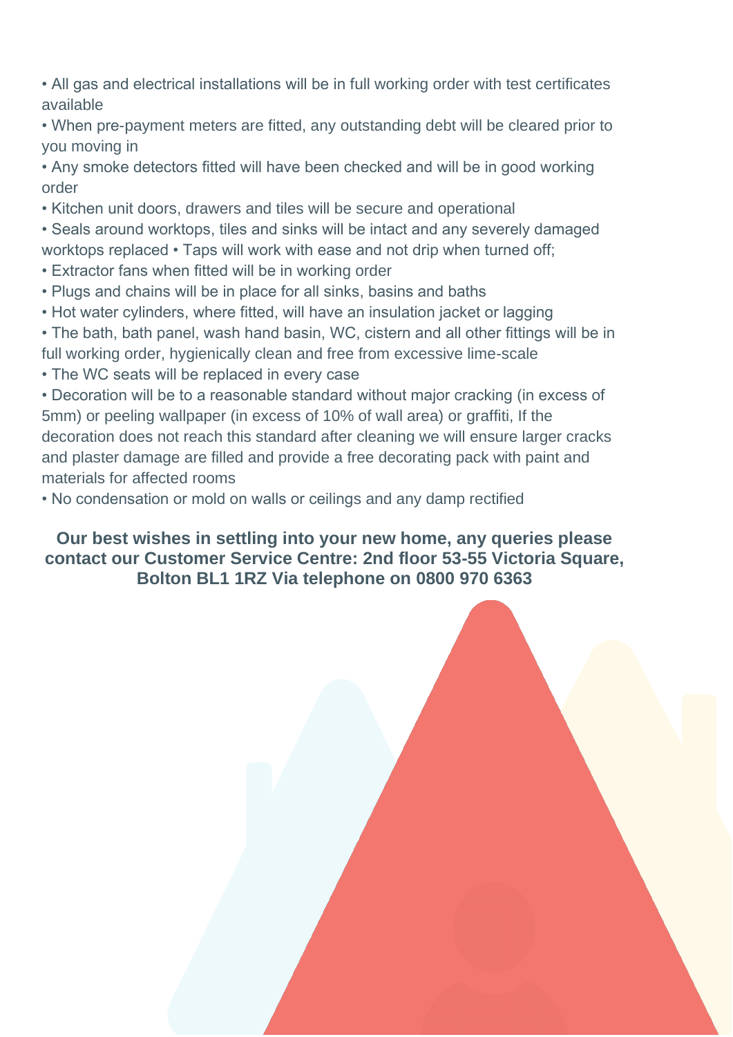- All gas and electrical installations will be in full working order with test certificates available
- When pre-payment meters are fitted, any outstanding debt will be cleared prior to you moving in
- Any smoke detectors fitted will have been checked and will be in good working order
- Kitchen unit doors, drawers and tiles will be secure and operational
- Seals around worktops, tiles and sinks will be intact and any severely damaged worktops replaced • Taps will work with ease and not drip when turned off;
- Extractor fans when fitted will be in working order
- Plugs and chains will be in place for all sinks, basins and baths
- Hot water cylinders, where fitted, will have an insulation jacket or lagging
- The bath, bath panel, wash hand basin, WC, cistern and all other fittings will be in full working order, hygienically clean and free from excessive lime-scale
- The WC seats will be replaced in every case
- Decoration will be to a reasonable standard without major cracking (in excess of 5mm) or peeling wallpaper (in excess of 10% of wall area) or graffiti, If the decoration does not reach this standard after cleaning we will ensure larger cracks and plaster damage are filled and provide a free decorating pack with paint and materials for affected rooms
- No condensation or mold on walls or ceilings and any damp rectified

**Our best wishes in settling into your new home, any queries please contact our Customer Service Centre: 2nd floor 53-55 Victoria Square, Bolton BL1 1RZ Via telephone on 0800 970 6363**